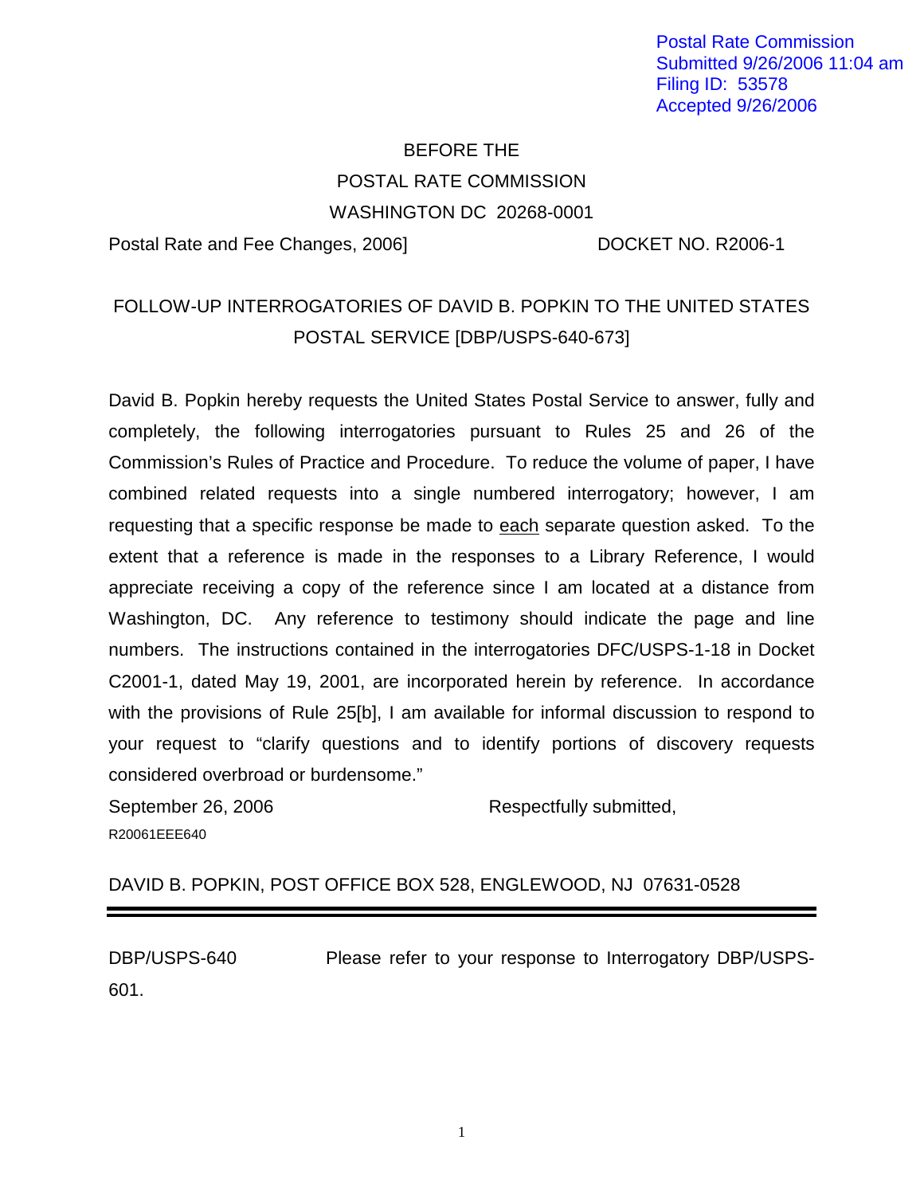Postal Rate Commission
Submitted 9/26/2006 11:04 am
Filing ID: 53578
Accepted 9/26/2006

BEFORE THE
POSTAL RATE COMMISSION
WASHINGTON DC 20268-0001

Postal Rate and Fee Changes, 2006] DOCKET NO. R2006-1

FOLLOW-UP INTERROGATORIES OF DAVID B. POPKIN TO THE UNITED STATES POSTAL SERVICE [DBP/USPS-640-673]

David B. Popkin hereby requests the United States Postal Service to answer, fully and completely, the following interrogatories pursuant to Rules 25 and 26 of the Commission's Rules of Practice and Procedure. To reduce the volume of paper, I have combined related requests into a single numbered interrogatory; however, I am requesting that a specific response be made to each separate question asked. To the extent that a reference is made in the responses to a Library Reference, I would appreciate receiving a copy of the reference since I am located at a distance from Washington, DC. Any reference to testimony should indicate the page and line numbers. The instructions contained in the interrogatories DFC/USPS-1-18 in Docket C2001-1, dated May 19, 2001, are incorporated herein by reference. In accordance with the provisions of Rule 25[b], I am available for informal discussion to respond to your request to "clarify questions and to identify portions of discovery requests considered overbroad or burdensome."

September 26, 2006 Respectfully submitted,

R20061EEE640

DAVID B. POPKIN, POST OFFICE BOX 528, ENGLEWOOD, NJ 07631-0528

---

DBP/USPS-640 Please refer to your response to Interrogatory DBP/USPS-601.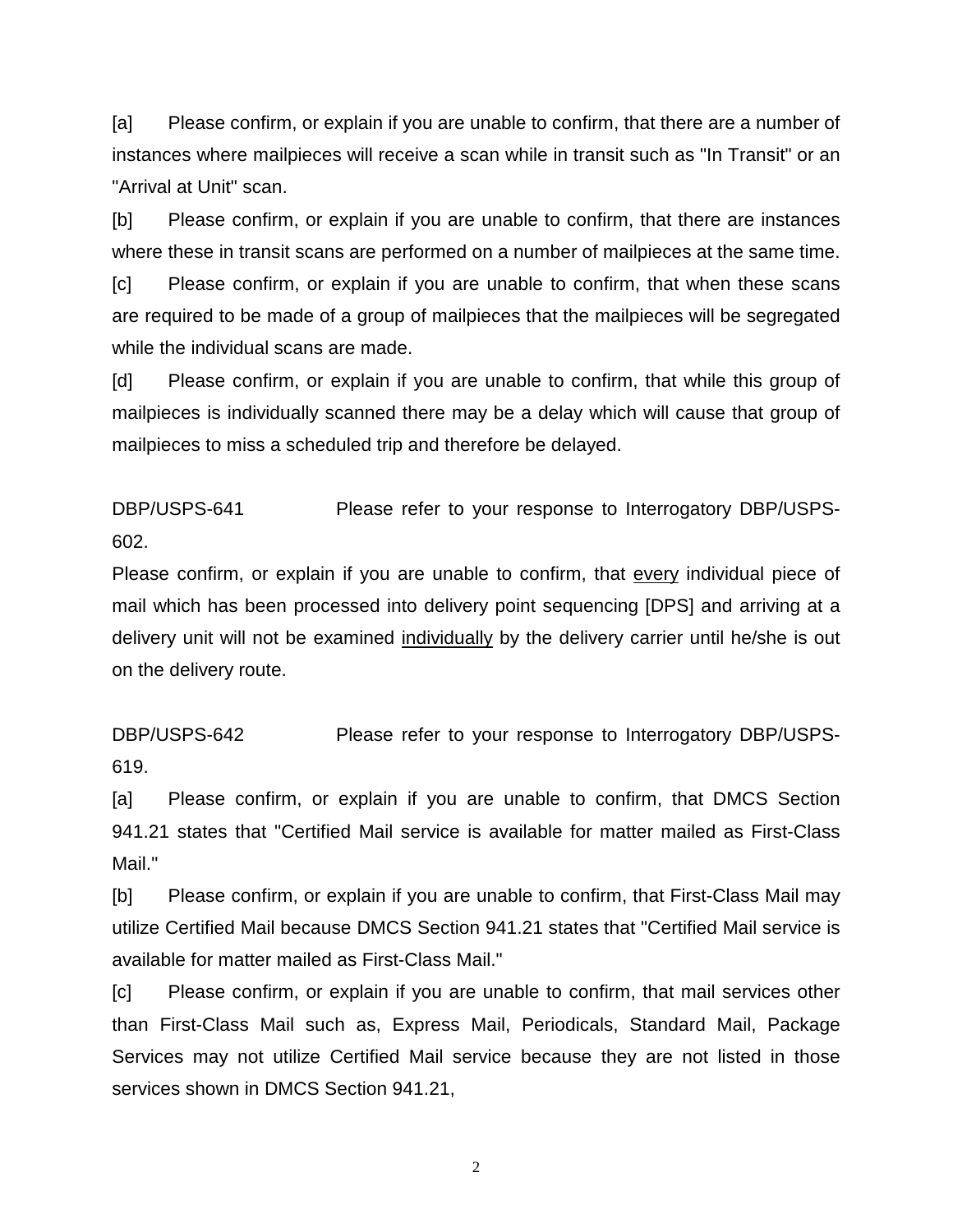[a] Please confirm, or explain if you are unable to confirm, that there are a number of instances where mailpieces will receive a scan while in transit such as "In Transit" or an "Arrival at Unit" scan.

[b] Please confirm, or explain if you are unable to confirm, that there are instances where these in transit scans are performed on a number of mailpieces at the same time.

[c] Please confirm, or explain if you are unable to confirm, that when these scans are required to be made of a group of mailpieces that the mailpieces will be segregated while the individual scans are made.

[d] Please confirm, or explain if you are unable to confirm, that while this group of mailpieces is individually scanned there may be a delay which will cause that group of mailpieces to miss a scheduled trip and therefore be delayed.

DBP/USPS-641 Please refer to your response to Interrogatory DBP/USPS-602.

Please confirm, or explain if you are unable to confirm, that <u>every</u> individual piece of mail which has been processed into delivery point sequencing [DPS] and arriving at a delivery unit will not be examined <u>individually</u> by the delivery carrier until he/she is out on the delivery route.

DBP/USPS-642 Please refer to your response to Interrogatory DBP/USPS-619.

[a] Please confirm, or explain if you are unable to confirm, that DMCS Section 941.21 states that "Certified Mail service is available for matter mailed as First-Class Mail."

[b] Please confirm, or explain if you are unable to confirm, that First-Class Mail may utilize Certified Mail because DMCS Section 941.21 states that "Certified Mail service is available for matter mailed as First-Class Mail."

[c] Please confirm, or explain if you are unable to confirm, that mail services other than First-Class Mail such as, Express Mail, Periodicals, Standard Mail, Package Services may not utilize Certified Mail service because they are not listed in those services shown in DMCS Section 941.21,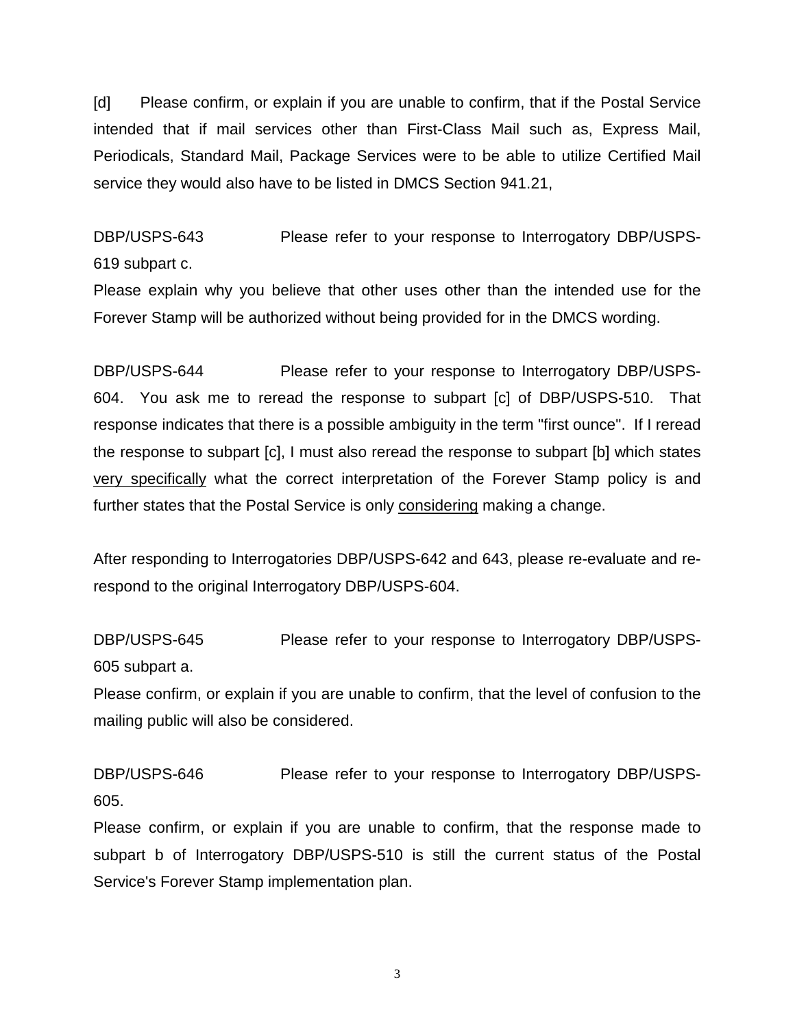[d] Please confirm, or explain if you are unable to confirm, that if the Postal Service intended that if mail services other than First-Class Mail such as, Express Mail, Periodicals, Standard Mail, Package Services were to be able to utilize Certified Mail service they would also have to be listed in DMCS Section 941.21,

DBP/USPS-643 Please refer to your response to Interrogatory DBP/USPS-619 subpart c.
Please explain why you believe that other uses other than the intended use for the Forever Stamp will be authorized without being provided for in the DMCS wording.

DBP/USPS-644 Please refer to your response to Interrogatory DBP/USPS-604. You ask me to reread the response to subpart [c] of DBP/USPS-510. That response indicates that there is a possible ambiguity in the term "first ounce". If I reread the response to subpart [c], I must also reread the response to subpart [b] which states <u>very specifically</u> what the correct interpretation of the Forever Stamp policy is and further states that the Postal Service is only <u>considering</u> making a change.

After responding to Interrogatories DBP/USPS-642 and 643, please re-evaluate and re-respond to the original Interrogatory DBP/USPS-604.

DBP/USPS-645 Please refer to your response to Interrogatory DBP/USPS-605 subpart a.
Please confirm, or explain if you are unable to confirm, that the level of confusion to the mailing public will also be considered.

DBP/USPS-646 Please refer to your response to Interrogatory DBP/USPS-605.
Please confirm, or explain if you are unable to confirm, that the response made to subpart b of Interrogatory DBP/USPS-510 is still the current status of the Postal Service's Forever Stamp implementation plan.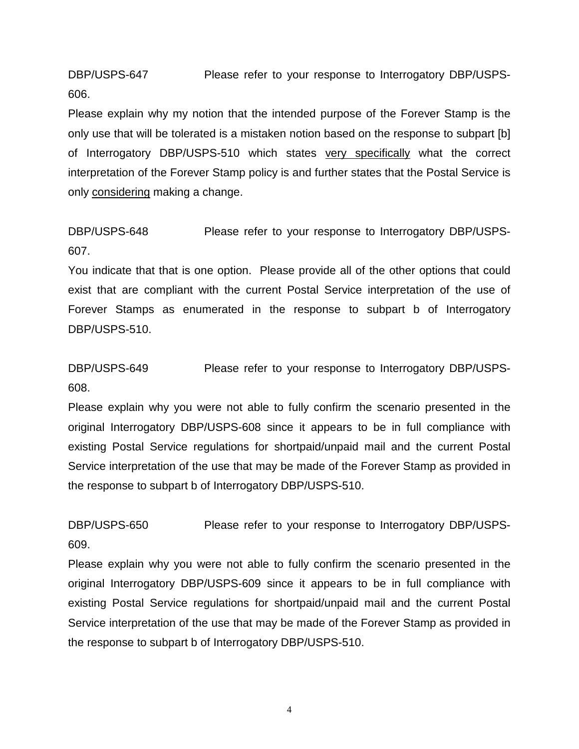DBP/USPS-647 Please refer to your response to Interrogatory DBP/USPS-606.

Please explain why my notion that the intended purpose of the Forever Stamp is the only use that will be tolerated is a mistaken notion based on the response to subpart [b] of Interrogatory DBP/USPS-510 which states <u>very specifically</u> what the correct interpretation of the Forever Stamp policy is and further states that the Postal Service is only <u>considering</u> making a change.

DBP/USPS-648 Please refer to your response to Interrogatory DBP/USPS-607.

You indicate that that is one option. Please provide all of the other options that could exist that are compliant with the current Postal Service interpretation of the use of Forever Stamps as enumerated in the response to subpart b of Interrogatory DBP/USPS-510.

DBP/USPS-649 Please refer to your response to Interrogatory DBP/USPS-608.

Please explain why you were not able to fully confirm the scenario presented in the original Interrogatory DBP/USPS-608 since it appears to be in full compliance with existing Postal Service regulations for shortpaid/unpaid mail and the current Postal Service interpretation of the use that may be made of the Forever Stamp as provided in the response to subpart b of Interrogatory DBP/USPS-510.

DBP/USPS-650 Please refer to your response to Interrogatory DBP/USPS-609.

Please explain why you were not able to fully confirm the scenario presented in the original Interrogatory DBP/USPS-609 since it appears to be in full compliance with existing Postal Service regulations for shortpaid/unpaid mail and the current Postal Service interpretation of the use that may be made of the Forever Stamp as provided in the response to subpart b of Interrogatory DBP/USPS-510.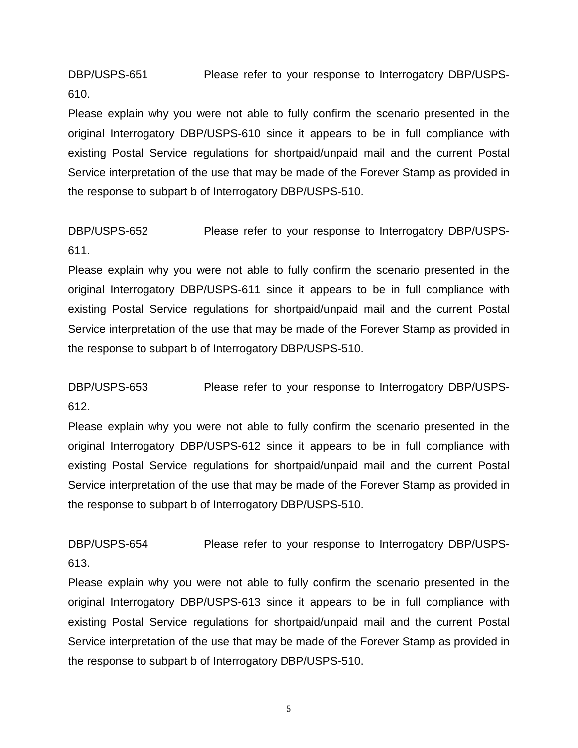DBP/USPS-651 Please refer to your response to Interrogatory DBP/USPS-610.

Please explain why you were not able to fully confirm the scenario presented in the original Interrogatory DBP/USPS-610 since it appears to be in full compliance with existing Postal Service regulations for shortpaid/unpaid mail and the current Postal Service interpretation of the use that may be made of the Forever Stamp as provided in the response to subpart b of Interrogatory DBP/USPS-510.

DBP/USPS-652 Please refer to your response to Interrogatory DBP/USPS-611.

Please explain why you were not able to fully confirm the scenario presented in the original Interrogatory DBP/USPS-611 since it appears to be in full compliance with existing Postal Service regulations for shortpaid/unpaid mail and the current Postal Service interpretation of the use that may be made of the Forever Stamp as provided in the response to subpart b of Interrogatory DBP/USPS-510.

DBP/USPS-653 Please refer to your response to Interrogatory DBP/USPS-612.

Please explain why you were not able to fully confirm the scenario presented in the original Interrogatory DBP/USPS-612 since it appears to be in full compliance with existing Postal Service regulations for shortpaid/unpaid mail and the current Postal Service interpretation of the use that may be made of the Forever Stamp as provided in the response to subpart b of Interrogatory DBP/USPS-510.

DBP/USPS-654 Please refer to your response to Interrogatory DBP/USPS-613.

Please explain why you were not able to fully confirm the scenario presented in the original Interrogatory DBP/USPS-613 since it appears to be in full compliance with existing Postal Service regulations for shortpaid/unpaid mail and the current Postal Service interpretation of the use that may be made of the Forever Stamp as provided in the response to subpart b of Interrogatory DBP/USPS-510.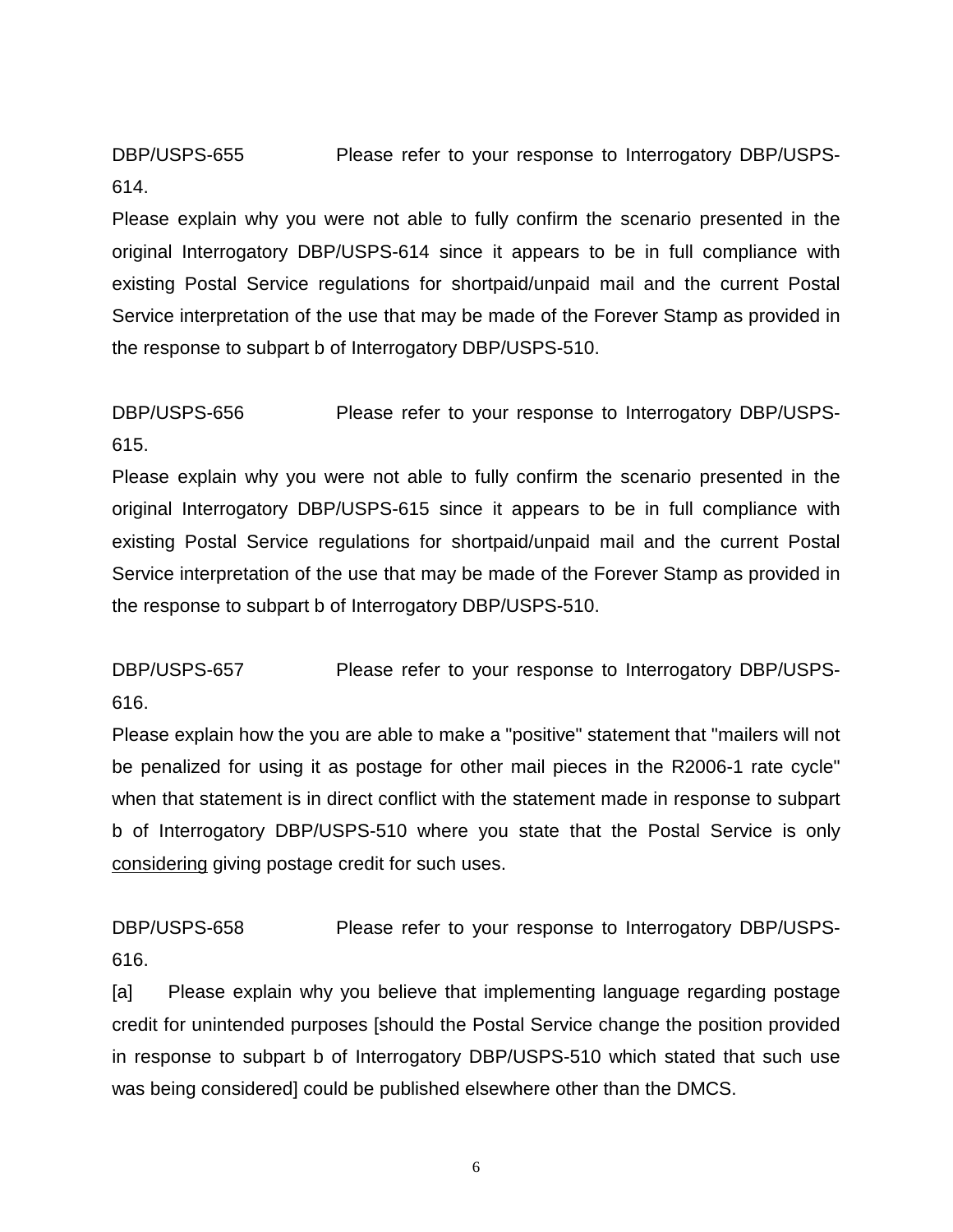DBP/USPS-655 Please refer to your response to Interrogatory DBP/USPS-614.

Please explain why you were not able to fully confirm the scenario presented in the original Interrogatory DBP/USPS-614 since it appears to be in full compliance with existing Postal Service regulations for shortpaid/unpaid mail and the current Postal Service interpretation of the use that may be made of the Forever Stamp as provided in the response to subpart b of Interrogatory DBP/USPS-510.

DBP/USPS-656 Please refer to your response to Interrogatory DBP/USPS-615.

Please explain why you were not able to fully confirm the scenario presented in the original Interrogatory DBP/USPS-615 since it appears to be in full compliance with existing Postal Service regulations for shortpaid/unpaid mail and the current Postal Service interpretation of the use that may be made of the Forever Stamp as provided in the response to subpart b of Interrogatory DBP/USPS-510.

DBP/USPS-657 Please refer to your response to Interrogatory DBP/USPS-616.

Please explain how the you are able to make a "positive" statement that "mailers will not be penalized for using it as postage for other mail pieces in the R2006-1 rate cycle" when that statement is in direct conflict with the statement made in response to subpart b of Interrogatory DBP/USPS-510 where you state that the Postal Service is only <u>considering</u> giving postage credit for such uses.

DBP/USPS-658 Please refer to your response to Interrogatory DBP/USPS-616.

[a] Please explain why you believe that implementing language regarding postage credit for unintended purposes [should the Postal Service change the position provided in response to subpart b of Interrogatory DBP/USPS-510 which stated that such use was being considered] could be published elsewhere other than the DMCS.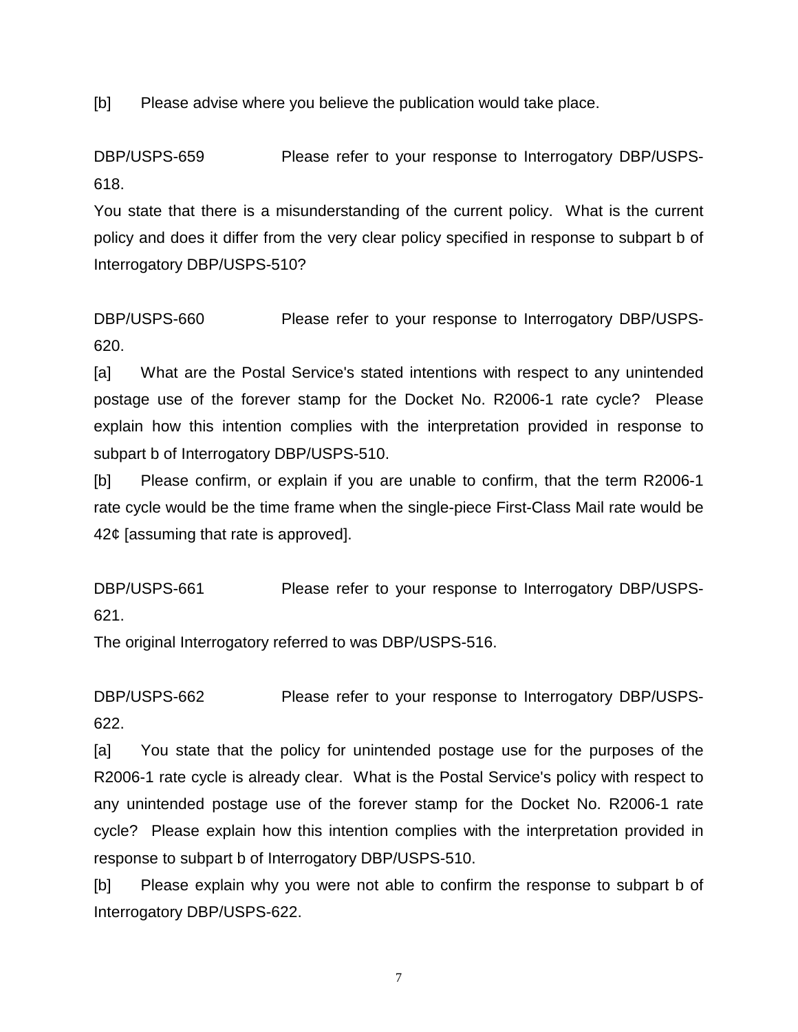[b] Please advise where you believe the publication would take place.

DBP/USPS-659 Please refer to your response to Interrogatory DBP/USPS-618.

You state that there is a misunderstanding of the current policy. What is the current policy and does it differ from the very clear policy specified in response to subpart b of Interrogatory DBP/USPS-510?

DBP/USPS-660 Please refer to your response to Interrogatory DBP/USPS-620.

[a] What are the Postal Service's stated intentions with respect to any unintended postage use of the forever stamp for the Docket No. R2006-1 rate cycle? Please explain how this intention complies with the interpretation provided in response to subpart b of Interrogatory DBP/USPS-510.

[b] Please confirm, or explain if you are unable to confirm, that the term R2006-1 rate cycle would be the time frame when the single-piece First-Class Mail rate would be 42¢ [assuming that rate is approved].

DBP/USPS-661 Please refer to your response to Interrogatory DBP/USPS-621.

The original Interrogatory referred to was DBP/USPS-516.

DBP/USPS-662 Please refer to your response to Interrogatory DBP/USPS-622.

[a] You state that the policy for unintended postage use for the purposes of the R2006-1 rate cycle is already clear. What is the Postal Service's policy with respect to any unintended postage use of the forever stamp for the Docket No. R2006-1 rate cycle? Please explain how this intention complies with the interpretation provided in response to subpart b of Interrogatory DBP/USPS-510.

[b] Please explain why you were not able to confirm the response to subpart b of Interrogatory DBP/USPS-622.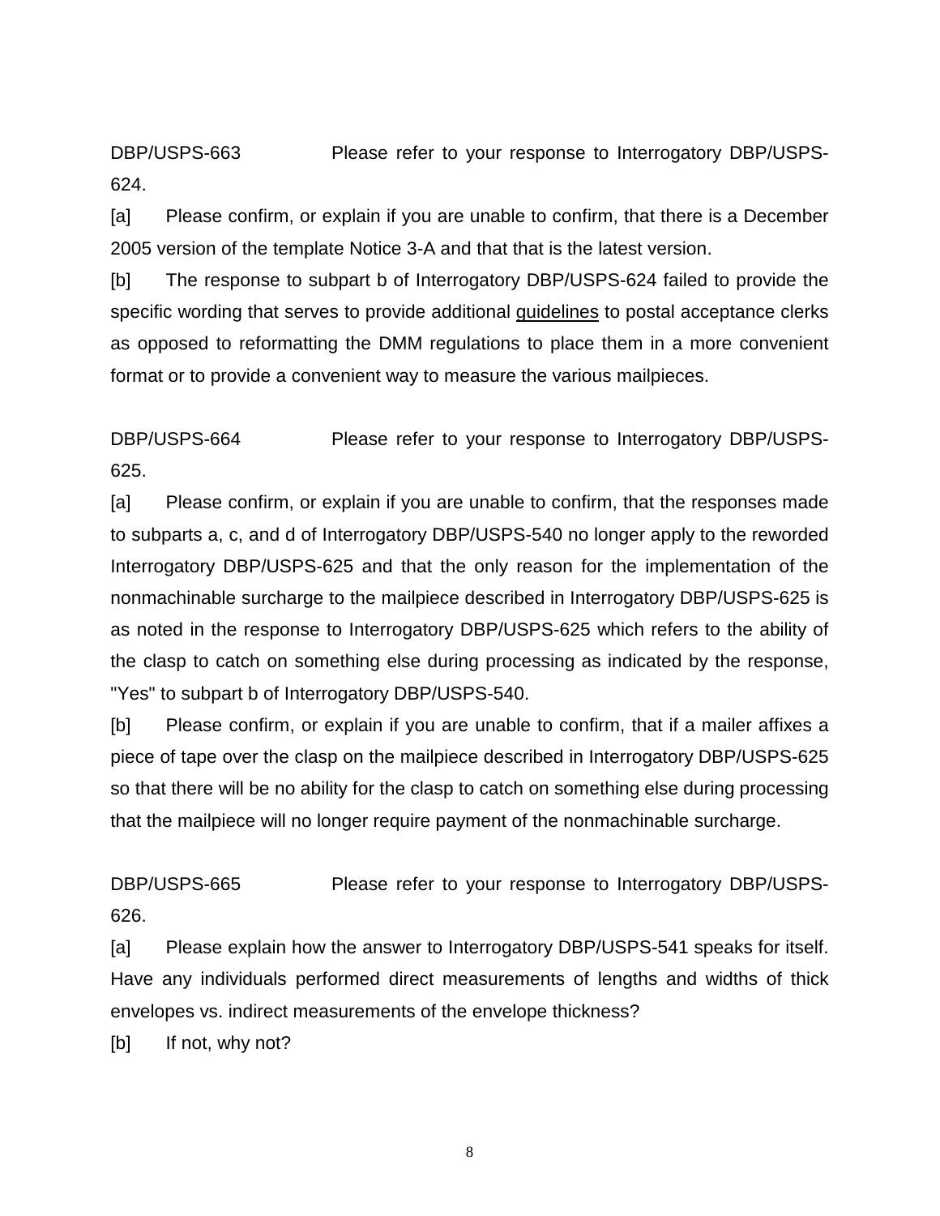DBP/USPS-663 Please refer to your response to Interrogatory DBP/USPS-624.

[a] Please confirm, or explain if you are unable to confirm, that there is a December 2005 version of the template Notice 3-A and that that is the latest version.

[b] The response to subpart b of Interrogatory DBP/USPS-624 failed to provide the specific wording that serves to provide additional <u>guidelines</u> to postal acceptance clerks as opposed to reformatting the DMM regulations to place them in a more convenient format or to provide a convenient way to measure the various mailpieces.

DBP/USPS-664 Please refer to your response to Interrogatory DBP/USPS-625.

[a] Please confirm, or explain if you are unable to confirm, that the responses made to subparts a, c, and d of Interrogatory DBP/USPS-540 no longer apply to the reworded Interrogatory DBP/USPS-625 and that the only reason for the implementation of the nonmachinable surcharge to the mailpiece described in Interrogatory DBP/USPS-625 is as noted in the response to Interrogatory DBP/USPS-625 which refers to the ability of the clasp to catch on something else during processing as indicated by the response, "Yes" to subpart b of Interrogatory DBP/USPS-540.

[b] Please confirm, or explain if you are unable to confirm, that if a mailer affixes a piece of tape over the clasp on the mailpiece described in Interrogatory DBP/USPS-625 so that there will be no ability for the clasp to catch on something else during processing that the mailpiece will no longer require payment of the nonmachinable surcharge.

DBP/USPS-665 Please refer to your response to Interrogatory DBP/USPS-626.

[a] Please explain how the answer to Interrogatory DBP/USPS-541 speaks for itself. Have any individuals performed direct measurements of lengths and widths of thick envelopes vs. indirect measurements of the envelope thickness?

[b] If not, why not?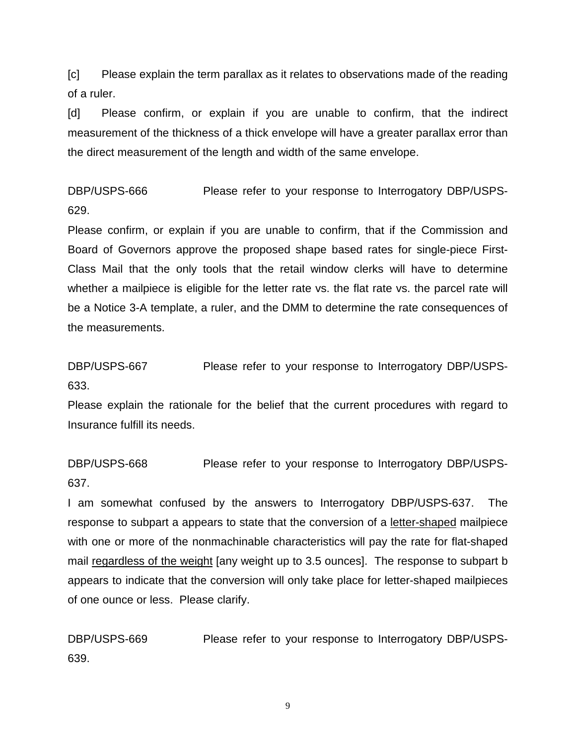[c] Please explain the term parallax as it relates to observations made of the reading of a ruler.

[d] Please confirm, or explain if you are unable to confirm, that the indirect measurement of the thickness of a thick envelope will have a greater parallax error than the direct measurement of the length and width of the same envelope.

DBP/USPS-666 Please refer to your response to Interrogatory DBP/USPS-629.

Please confirm, or explain if you are unable to confirm, that if the Commission and Board of Governors approve the proposed shape based rates for single-piece First-Class Mail that the only tools that the retail window clerks will have to determine whether a mailpiece is eligible for the letter rate vs. the flat rate vs. the parcel rate will be a Notice 3-A template, a ruler, and the DMM to determine the rate consequences of the measurements.

DBP/USPS-667 Please refer to your response to Interrogatory DBP/USPS-633.

Please explain the rationale for the belief that the current procedures with regard to Insurance fulfill its needs.

DBP/USPS-668 Please refer to your response to Interrogatory DBP/USPS-637.

I am somewhat confused by the answers to Interrogatory DBP/USPS-637. The response to subpart a appears to state that the conversion of a <u>letter-shaped</u> mailpiece with one or more of the nonmachinable characteristics will pay the rate for flat-shaped mail <u>regardless of the weight</u> [any weight up to 3.5 ounces]. The response to subpart b appears to indicate that the conversion will only take place for letter-shaped mailpieces of one ounce or less. Please clarify.

DBP/USPS-669 Please refer to your response to Interrogatory DBP/USPS-639.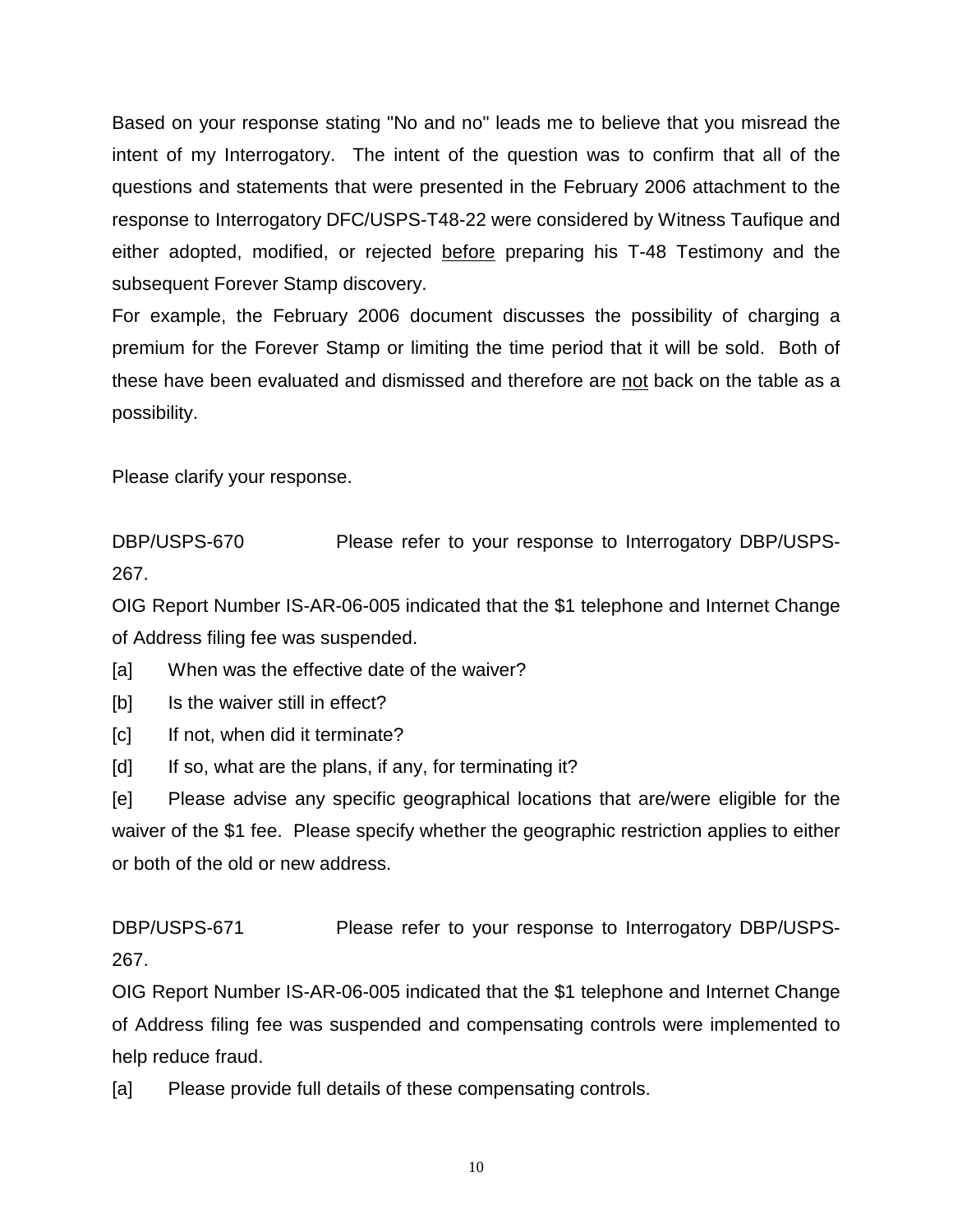Based on your response stating "No and no" leads me to believe that you misread the intent of my Interrogatory. The intent of the question was to confirm that all of the questions and statements that were presented in the February 2006 attachment to the response to Interrogatory DFC/USPS-T48-22 were considered by Witness Taufique and either adopted, modified, or rejected <u>before</u> preparing his T-48 Testimony and the subsequent Forever Stamp discovery.

For example, the February 2006 document discusses the possibility of charging a premium for the Forever Stamp or limiting the time period that it will be sold. Both of these have been evaluated and dismissed and therefore are <u>not</u> back on the table as a possibility.

Please clarify your response.

DBP/USPS-670 Please refer to your response to Interrogatory DBP/USPS-267.

OIG Report Number IS-AR-06-005 indicated that the $1 telephone and Internet Change of Address filing fee was suspended.

[a] When was the effective date of the waiver?

[b] Is the waiver still in effect?

[c] If not, when did it terminate?

[d] If so, what are the plans, if any, for terminating it?

[e] Please advise any specific geographical locations that are/were eligible for the waiver of the $1 fee. Please specify whether the geographic restriction applies to either or both of the old or new address.

DBP/USPS-671 Please refer to your response to Interrogatory DBP/USPS-267.

OIG Report Number IS-AR-06-005 indicated that the $1 telephone and Internet Change of Address filing fee was suspended and compensating controls were implemented to help reduce fraud.

[a] Please provide full details of these compensating controls.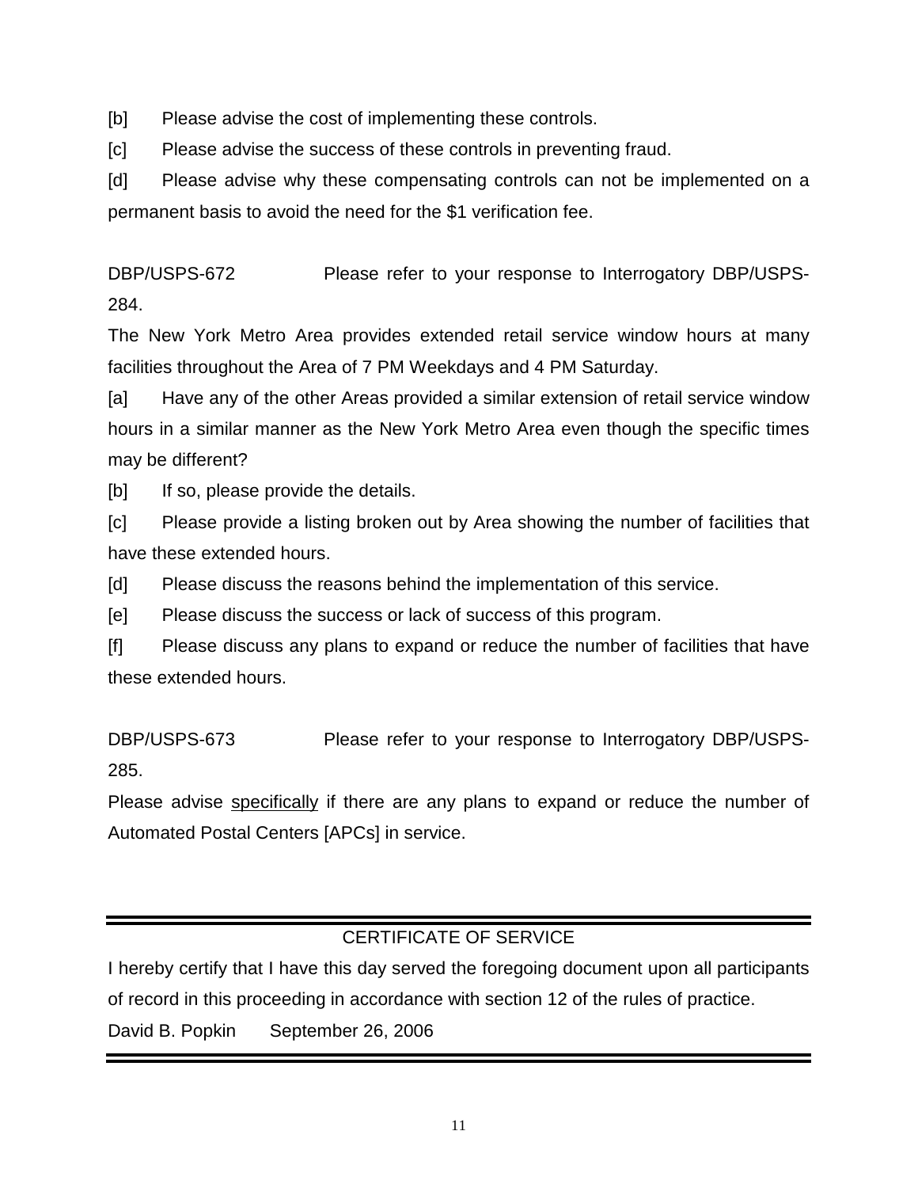[b] Please advise the cost of implementing these controls.

[c] Please advise the success of these controls in preventing fraud.

[d] Please advise why these compensating controls can not be implemented on a permanent basis to avoid the need for the $1 verification fee.

DBP/USPS-672 Please refer to your response to Interrogatory DBP/USPS-284.

The New York Metro Area provides extended retail service window hours at many facilities throughout the Area of 7 PM Weekdays and 4 PM Saturday.

[a] Have any of the other Areas provided a similar extension of retail service window hours in a similar manner as the New York Metro Area even though the specific times may be different?

[b] If so, please provide the details.

[c] Please provide a listing broken out by Area showing the number of facilities that have these extended hours.

[d] Please discuss the reasons behind the implementation of this service.

[e] Please discuss the success or lack of success of this program.

[f] Please discuss any plans to expand or reduce the number of facilities that have these extended hours.

DBP/USPS-673 Please refer to your response to Interrogatory DBP/USPS-285.

Please advise <u>specifically</u> if there are any plans to expand or reduce the number of Automated Postal Centers [APCs] in service.

---

CERTIFICATE OF SERVICE

I hereby certify that I have this day served the foregoing document upon all participants of record in this proceeding in accordance with section 12 of the rules of practice.

David B. Popkin September 26, 2006

---